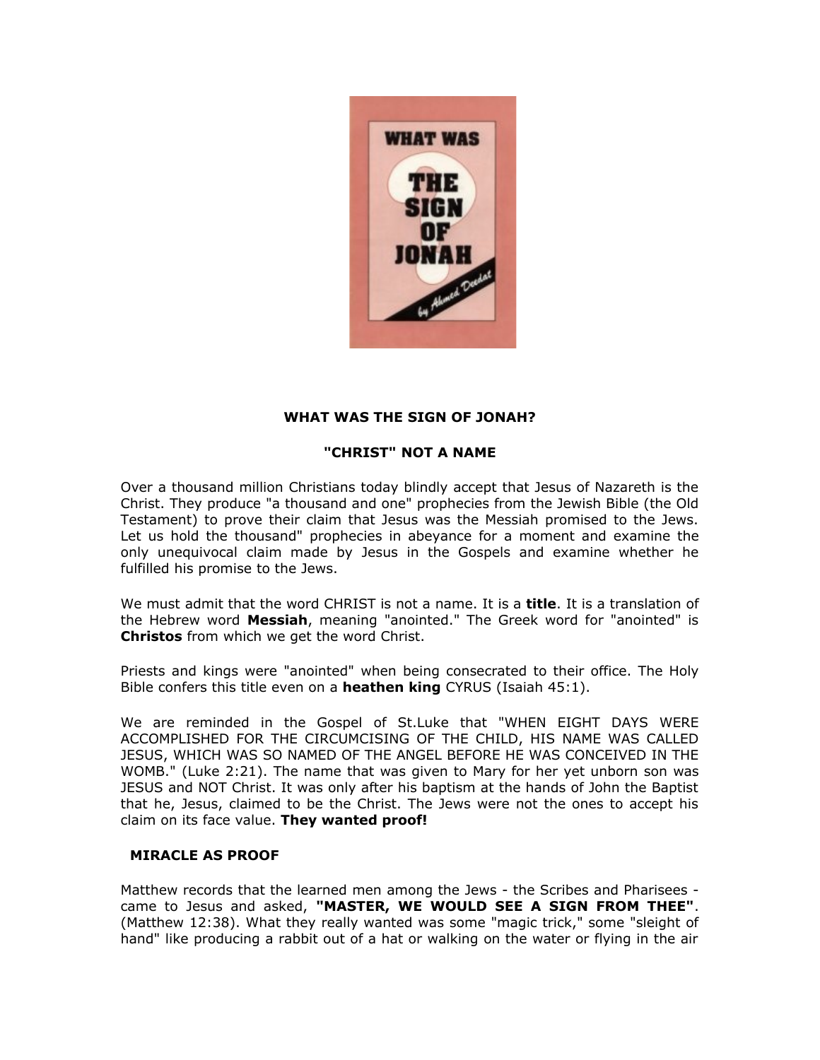# WHAT WAS THE SIGN OF JONAH?

## "CHRIST" NOT A NAME

Over a thousand million Christians today blindly accept that Jesus of Nazareth is the Christ. They produce "a thousand and one" prophecies from the Jewish Bible (the Old Testament) to prove their claim that Jesus was the Messiah promised to the Jews. Let us hold the thousand" prophecies in abeyance for a moment and examine the only unequivocal claim made by Jesus in the Gospels and examine whether he fulfilled his promise to the Jews.

We must admit that the word CHRIST is not a name. It is a **title**. It is a translation of the Hebrew word **Messiah**, meaning "anointed." The Greek word for "anointed" is **Christos** from which we get the word Christ.

Priests and kings were "anointed" when being consecrated to their office. The Holy Bible confers this title even on a **heathen king** CYRUS (Isaiah 45:1).

We are reminded in the Gospel of St.Luke that "WHEN EIGHT DAYS WERE ACCOMPLISHED FOR THE CIRCUMCISING OF THE CHILD, HIS NAME WAS CALLED JESUS, WHICH WAS SO NAMED OF THE ANGEL BEFORE HE WAS CONCEIVED IN THE WOMB." (Luke 2:21). The name that was given to Mary for her yet unborn son was JESUS and NOT Christ. It was only after his baptism at the hands of John the Baptist that he, Jesus, claimed to be the Christ. The Jews were not the ones to accept his claim on its face value. **They wanted proof!**

## MIRACLE AS PROOF

Matthew records that the learned men among the Jews - the Scribes and Pharisees - came to Jesus and asked, **"MASTER, WE WOULD SEE A SIGN FROM THEE"**. (Matthew 12:38). What they really wanted was some "magic trick," some "sleight of hand" like producing a rabbit out of a hat or walking on the water or flying in the air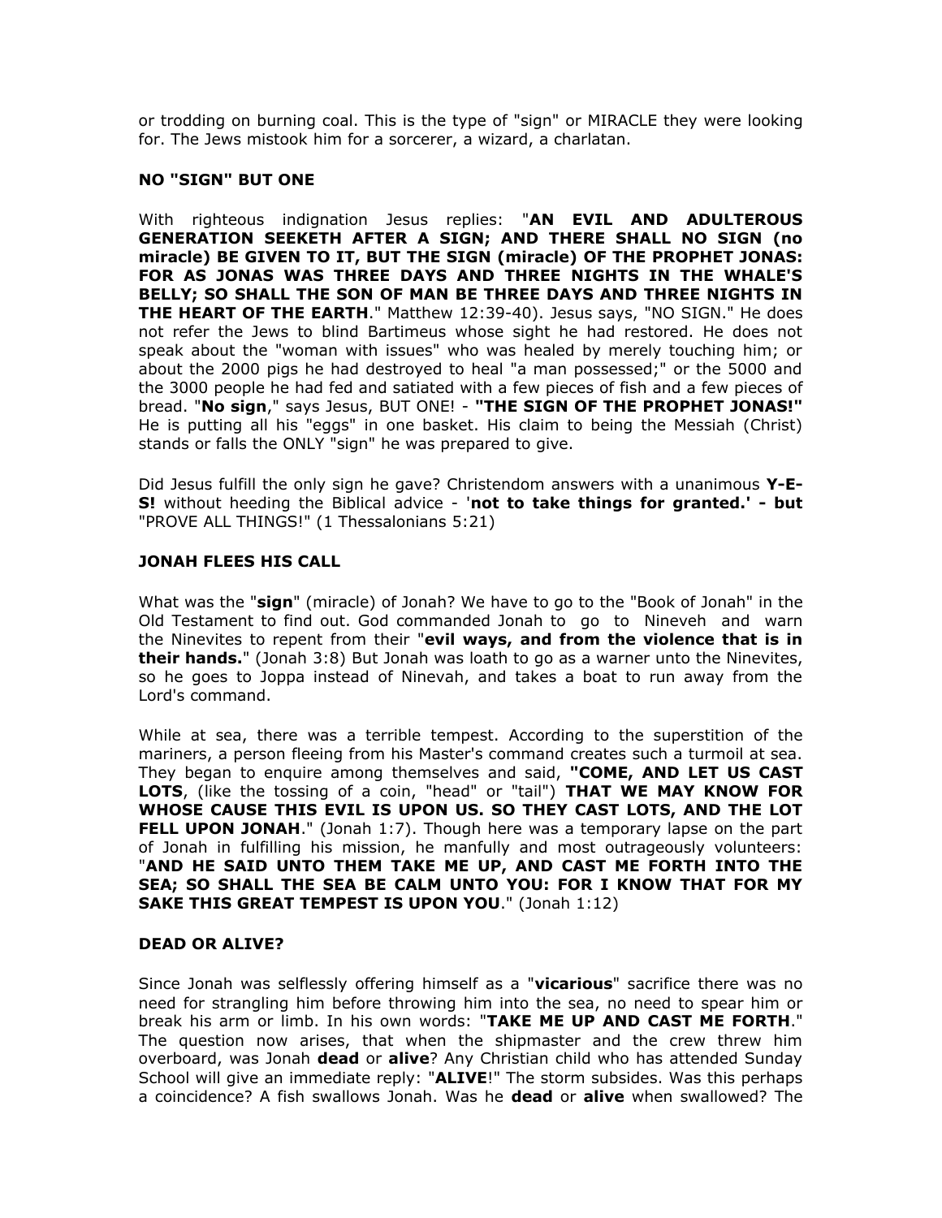or trodding on burning coal. This is the type of "sign" or MIRACLE they were looking for. The Jews mistook him for a sorcerer, a wizard, a charlatan.

### NO "SIGN" BUT ONE

With righteous indignation Jesus replies: "**AN EVIL AND ADULTEROUS GENERATION SEEKETH AFTER A SIGN; AND THERE SHALL NO SIGN (no miracle) BE GIVEN TO IT, BUT THE SIGN (miracle) OF THE PROPHET JONAS: FOR AS JONAS WAS THREE DAYS AND THREE NIGHTS IN THE WHALE'S BELLY; SO SHALL THE SON OF MAN BE THREE DAYS AND THREE NIGHTS IN THE HEART OF THE EARTH**." Matthew 12:39-40). Jesus says, "NO SIGN." He does not refer the Jews to blind Bartimeus whose sight he had restored. He does not speak about the "woman with issues" who was healed by merely touching him; or about the 2000 pigs he had destroyed to heal "a man possessed;" or the 5000 and the 3000 people he had fed and satiated with a few pieces of fish and a few pieces of bread. "**No sign**," says Jesus, BUT ONE! - **"THE SIGN OF THE PROPHET JONAS!"** He is putting all his "eggs" in one basket. His claim to being the Messiah (Christ) stands or falls the ONLY "sign" he was prepared to give.

Did Jesus fulfill the only sign he gave? Christendom answers with a unanimous **Y-E-S!** without heeding the Biblical advice - '**not to take things for granted.' - but** "PROVE ALL THINGS!" (1 Thessalonians 5:21)

### JONAH FLEES HIS CALL

What was the "**sign**" (miracle) of Jonah? We have to go to the "Book of Jonah" in the Old Testament to find out. God commanded Jonah to go to Nineveh and warn the Ninevites to repent from their "**evil ways, and from the violence that is in their hands.**" (Jonah 3:8) But Jonah was loath to go as a warner unto the Ninevites, so he goes to Joppa instead of Ninevah, and takes a boat to run away from the Lord's command.

While at sea, there was a terrible tempest. According to the superstition of the mariners, a person fleeing from his Master's command creates such a turmoil at sea. They began to enquire among themselves and said, **"COME, AND LET US CAST LOTS**, (like the tossing of a coin, "head" or "tail") **THAT WE MAY KNOW FOR WHOSE CAUSE THIS EVIL IS UPON US. SO THEY CAST LOTS, AND THE LOT FELL UPON JONAH**." (Jonah 1:7). Though here was a temporary lapse on the part of Jonah in fulfilling his mission, he manfully and most outrageously volunteers: "**AND HE SAID UNTO THEM TAKE ME UP, AND CAST ME FORTH INTO THE SEA; SO SHALL THE SEA BE CALM UNTO YOU: FOR I KNOW THAT FOR MY SAKE THIS GREAT TEMPEST IS UPON YOU**." (Jonah 1:12)

### DEAD OR ALIVE?

Since Jonah was selflessly offering himself as a "**vicarious**" sacrifice there was no need for strangling him before throwing him into the sea, no need to spear him or break his arm or limb. In his own words: "**TAKE ME UP AND CAST ME FORTH**." The question now arises, that when the shipmaster and the crew threw him overboard, was Jonah **dead** or **alive**? Any Christian child who has attended Sunday School will give an immediate reply: "**ALIVE**!" The storm subsides. Was this perhaps a coincidence? A fish swallows Jonah. Was he **dead** or **alive** when swallowed? The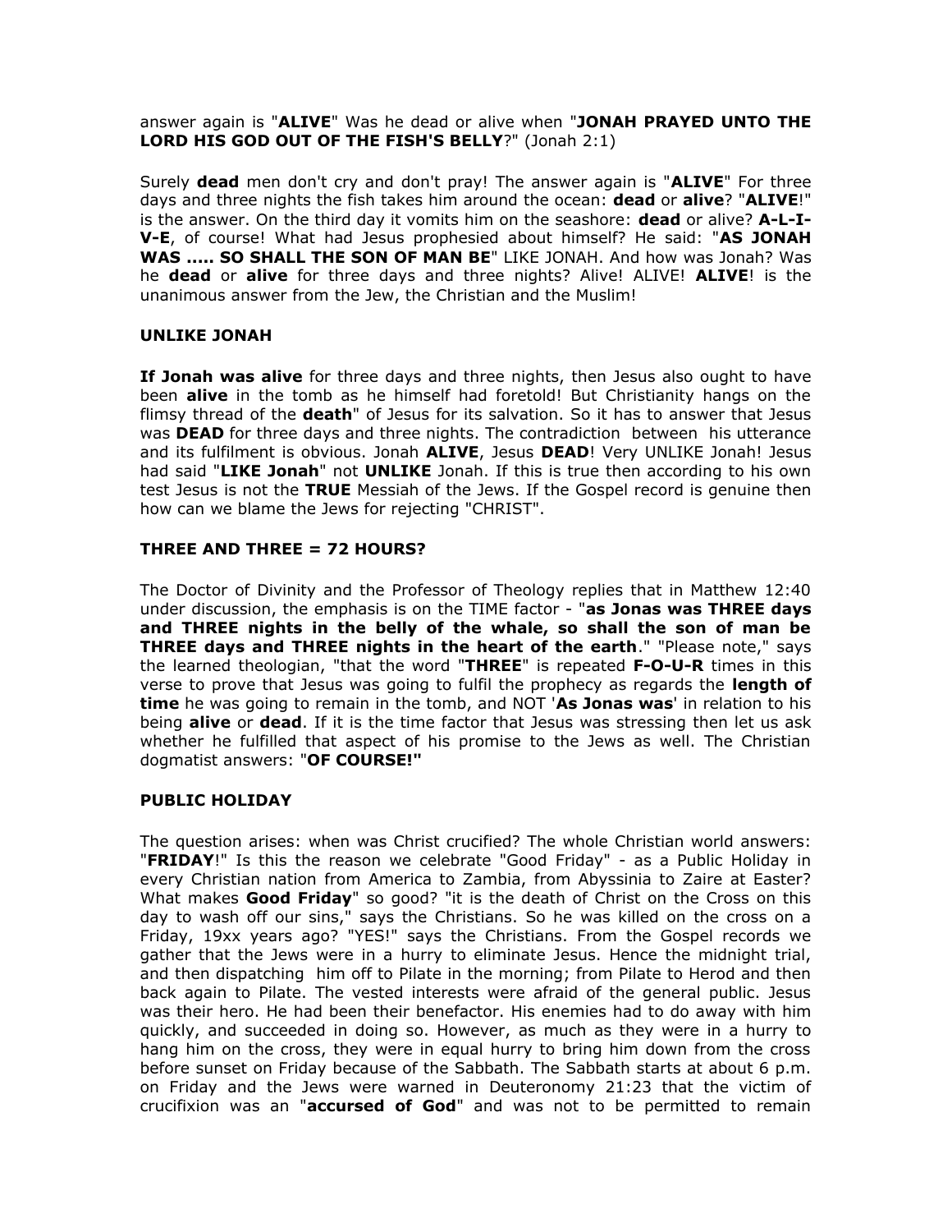answer again is "**ALIVE**" Was he dead or alive when "**JONAH PRAYED UNTO THE LORD HIS GOD OUT OF THE FISH'S BELLY**?" (Jonah 2:1)

Surely **dead** men don't cry and don't pray! The answer again is "**ALIVE**" For three days and three nights the fish takes him around the ocean: **dead** or **alive**? "**ALIVE**!" is the answer. On the third day it vomits him on the seashore: **dead** or alive? **A-L-I-V-E**, of course! What had Jesus prophesied about himself? He said: "**AS JONAH WAS ..... SO SHALL THE SON OF MAN BE**" LIKE JONAH. And how was Jonah? Was he **dead** or **alive** for three days and three nights? Alive! ALIVE! **ALIVE**! is the unanimous answer from the Jew, the Christian and the Muslim!

### UNLIKE JONAH

**If Jonah was alive** for three days and three nights, then Jesus also ought to have been **alive** in the tomb as he himself had foretold! But Christianity hangs on the flimsy thread of the **death**" of Jesus for its salvation. So it has to answer that Jesus was **DEAD** for three days and three nights. The contradiction between his utterance and its fulfilment is obvious. Jonah **ALIVE**, Jesus **DEAD**! Very UNLIKE Jonah! Jesus had said "**LIKE Jonah**" not **UNLIKE** Jonah. If this is true then according to his own test Jesus is not the **TRUE** Messiah of the Jews. If the Gospel record is genuine then how can we blame the Jews for rejecting "CHRIST".

### THREE AND THREE = 72 HOURS?

The Doctor of Divinity and the Professor of Theology replies that in Matthew 12:40 under discussion, the emphasis is on the TIME factor - "**as Jonas was THREE days and THREE nights in the belly of the whale, so shall the son of man be THREE days and THREE nights in the heart of the earth**." "Please note," says the learned theologian, "that the word "**THREE**" is repeated **F-O-U-R** times in this verse to prove that Jesus was going to fulfil the prophecy as regards the **length of time** he was going to remain in the tomb, and NOT '**As Jonas was**' in relation to his being **alive** or **dead**. If it is the time factor that Jesus was stressing then let us ask whether he fulfilled that aspect of his promise to the Jews as well. The Christian dogmatist answers: "**OF COURSE!"**

### PUBLIC HOLIDAY

The question arises: when was Christ crucified? The whole Christian world answers: "**FRIDAY**!" Is this the reason we celebrate "Good Friday" - as a Public Holiday in every Christian nation from America to Zambia, from Abyssinia to Zaire at Easter? What makes **Good Friday**" so good? "it is the death of Christ on the Cross on this day to wash off our sins," says the Christians. So he was killed on the cross on a Friday, 19xx years ago? "YES!" says the Christians. From the Gospel records we gather that the Jews were in a hurry to eliminate Jesus. Hence the midnight trial, and then dispatching him off to Pilate in the morning; from Pilate to Herod and then back again to Pilate. The vested interests were afraid of the general public. Jesus was their hero. He had been their benefactor. His enemies had to do away with him quickly, and succeeded in doing so. However, as much as they were in a hurry to hang him on the cross, they were in equal hurry to bring him down from the cross before sunset on Friday because of the Sabbath. The Sabbath starts at about 6 p.m. on Friday and the Jews were warned in Deuteronomy 21:23 that the victim of crucifixion was an "**accursed of God**" and was not to be permitted to remain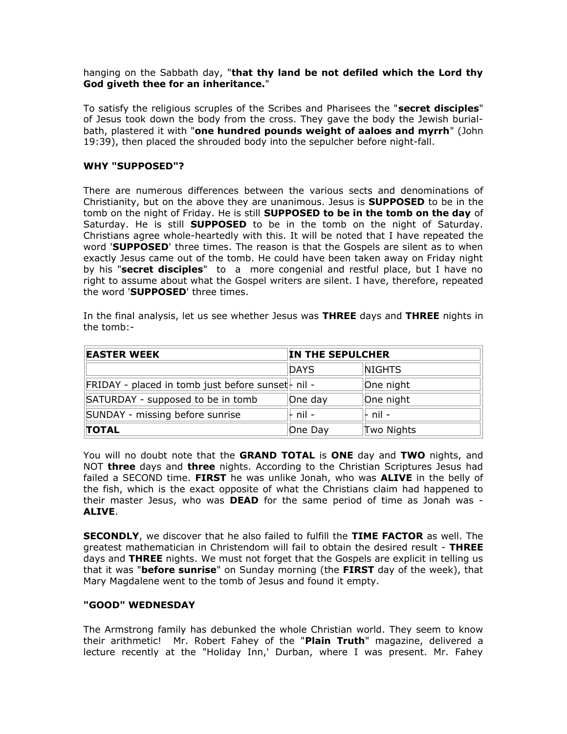hanging on the Sabbath day, "**that thy land be not defiled which the Lord thy God giveth thee for an inheritance.**"

To satisfy the religious scruples of the Scribes and Pharisees the "**secret disciples**" of Jesus took down the body from the cross. They gave the body the Jewish burial-bath, plastered it with "**one hundred pounds weight of aaloes and myrrh**" (John 19:39), then placed the shrouded body into the sepulcher before night-fall.

### WHY "SUPPOSED"?

There are numerous differences between the various sects and denominations of Christianity, but on the above they are unanimous. Jesus is **SUPPOSED** to be in the tomb on the night of Friday. He is still **SUPPOSED to be in the tomb on the day** of Saturday. He is still **SUPPOSED** to be in the tomb on the night of Saturday. Christians agree whole-heartedly with this. It will be noted that I have repeated the word '**SUPPOSED**' three times. The reason is that the Gospels are silent as to when exactly Jesus came out of the tomb. He could have been taken away on Friday night by his "**secret disciples**" to a more congenial and restful place, but I have no right to assume about what the Gospel writers are silent. I have, therefore, repeated the word '**SUPPOSED**' three times.

In the final analysis, let us see whether Jesus was **THREE** days and **THREE** nights in the tomb:-

| **EASTER WEEK** | **IN THE SEPULCHER** | |
|---|---|---|
| | DAYS | NIGHTS |
| FRIDAY - placed in tomb just before sunset | - nil - | One night |
| SATURDAY - supposed to be in tomb | One day | One night |
| SUNDAY - missing before sunrise | - nil - | - nil - |
| **TOTAL** | One Day | Two Nights |

You will no doubt note that the **GRAND TOTAL** is **ONE** day and **TWO** nights, and NOT **three** days and **three** nights. According to the Christian Scriptures Jesus had failed a SECOND time. **FIRST** he was unlike Jonah, who was **ALIVE** in the belly of the fish, which is the exact opposite of what the Christians claim had happened to their master Jesus, who was **DEAD** for the same period of time as Jonah was - **ALIVE**.

**SECONDLY**, we discover that he also failed to fulfill the **TIME FACTOR** as well. The greatest mathematician in Christendom will fail to obtain the desired result - **THREE** days and **THREE** nights. We must not forget that the Gospels are explicit in telling us that it was "**before sunrise**" on Sunday morning (the **FIRST** day of the week), that Mary Magdalene went to the tomb of Jesus and found it empty.

### "GOOD" WEDNESDAY

The Armstrong family has debunked the whole Christian world. They seem to know their arithmetic! Mr. Robert Fahey of the "**Plain Truth**" magazine, delivered a lecture recently at the "Holiday Inn,' Durban, where I was present. Mr. Fahey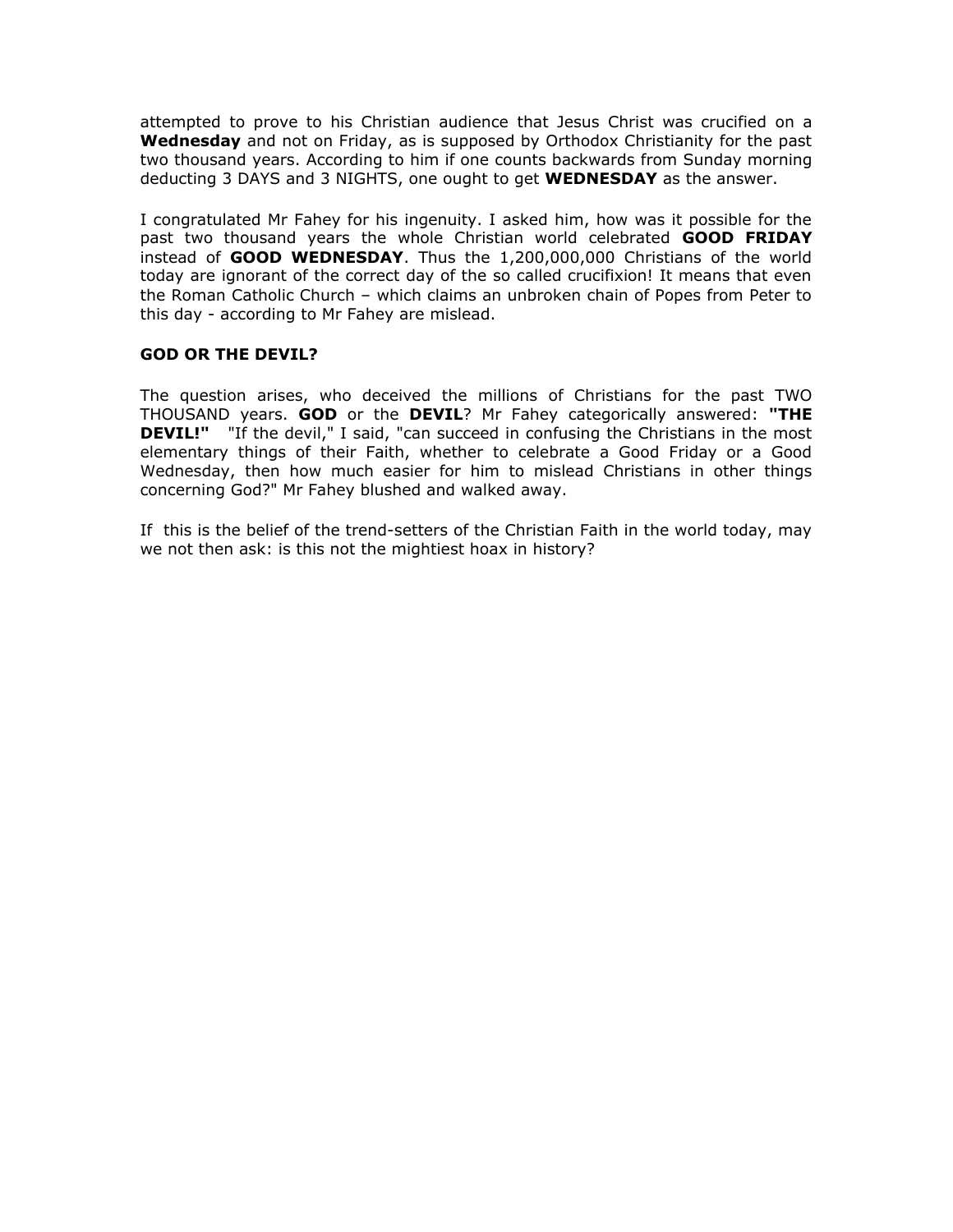attempted to prove to his Christian audience that Jesus Christ was crucified on a **Wednesday** and not on Friday, as is supposed by Orthodox Christianity for the past two thousand years. According to him if one counts backwards from Sunday morning deducting 3 DAYS and 3 NIGHTS, one ought to get **WEDNESDAY** as the answer.

I congratulated Mr Fahey for his ingenuity. I asked him, how was it possible for the past two thousand years the whole Christian world celebrated **GOOD FRIDAY** instead of **GOOD WEDNESDAY**. Thus the 1,200,000,000 Christians of the world today are ignorant of the correct day of the so called crucifixion! It means that even the Roman Catholic Church – which claims an unbroken chain of Popes from Peter to this day - according to Mr Fahey are mislead.

**GOD OR THE DEVIL?**

The question arises, who deceived the millions of Christians for the past TWO THOUSAND years. **GOD** or the **DEVIL**? Mr Fahey categorically answered: **"THE DEVIL!"** "If the devil," I said, "can succeed in confusing the Christians in the most elementary things of their Faith, whether to celebrate a Good Friday or a Good Wednesday, then how much easier for him to mislead Christians in other things concerning God?" Mr Fahey blushed and walked away.

If this is the belief of the trend-setters of the Christian Faith in the world today, may we not then ask: is this not the mightiest hoax in history?